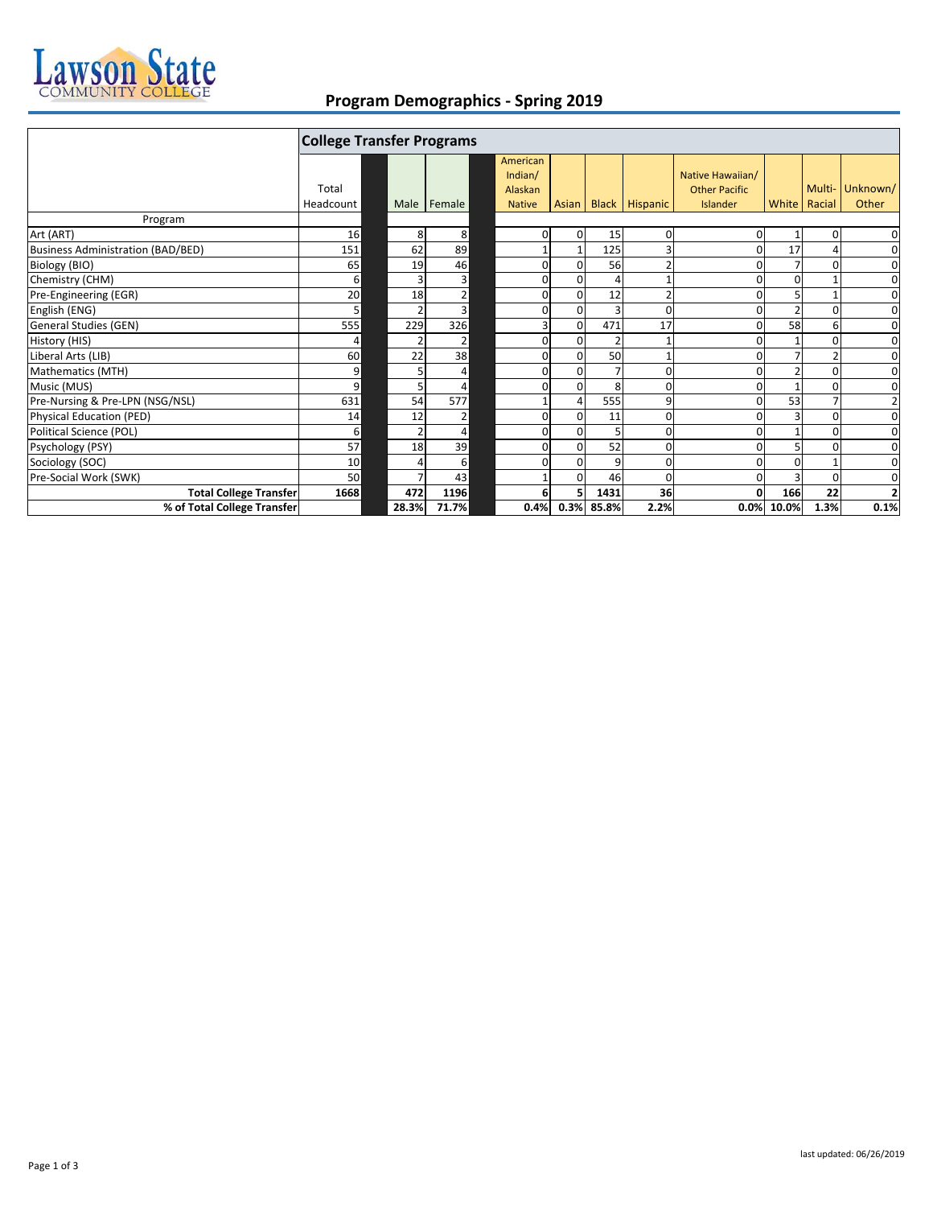Lawson State COMMUNITY COLLEGE

# Program Demographics - Spring 2019

| | College Transfer Programs | | | | | | | | | | |
|---|---|---|---|---|---|---|---|---|---|---|---|
| Program | Total Headcount | Male | Female | American Indian/ Alaskan Native | Asian | Black | Hispanic | Native Hawaiian/ Other Pacific Islander | White | Multi-Racial | Unknown/ Other |
| Art (ART) | 16 | 8 | 8 | 0 | 0 | 15 | 0 | 0 | 1 | 0 | 0 |
| Business Administration (BAD/BED) | 151 | 62 | 89 | 1 | 1 | 125 | 3 | 0 | 17 | 4 | 0 |
| Biology (BIO) | 65 | 19 | 46 | 0 | 0 | 56 | 2 | 0 | 7 | 0 | 0 |
| Chemistry (CHM) | 6 | 3 | 3 | 0 | 0 | 4 | 1 | 0 | 0 | 1 | 0 |
| Pre-Engineering (EGR) | 20 | 18 | 2 | 0 | 0 | 12 | 2 | 0 | 5 | 1 | 0 |
| English (ENG) | 5 | 2 | 3 | 0 | 0 | 3 | 0 | 0 | 2 | 0 | 0 |
| General Studies (GEN) | 555 | 229 | 326 | 3 | 0 | 471 | 17 | 0 | 58 | 6 | 0 |
| History (HIS) | 4 | 2 | 2 | 0 | 0 | 2 | 1 | 0 | 1 | 0 | 0 |
| Liberal Arts (LIB) | 60 | 22 | 38 | 0 | 0 | 50 | 1 | 0 | 7 | 2 | 0 |
| Mathematics (MTH) | 9 | 5 | 4 | 0 | 0 | 7 | 0 | 0 | 2 | 0 | 0 |
| Music (MUS) | 9 | 5 | 4 | 0 | 0 | 8 | 0 | 0 | 1 | 0 | 0 |
| Pre-Nursing & Pre-LPN (NSG/NSL) | 631 | 54 | 577 | 1 | 4 | 555 | 9 | 0 | 53 | 7 | 2 |
| Physical Education (PED) | 14 | 12 | 2 | 0 | 0 | 11 | 0 | 0 | 3 | 0 | 0 |
| Political Science (POL) | 6 | 2 | 4 | 0 | 0 | 5 | 0 | 0 | 1 | 0 | 0 |
| Psychology (PSY) | 57 | 18 | 39 | 0 | 0 | 52 | 0 | 0 | 5 | 0 | 0 |
| Sociology (SOC) | 10 | 4 | 6 | 0 | 0 | 9 | 0 | 0 | 0 | 1 | 0 |
| Pre-Social Work (SWK) | 50 | 7 | 43 | 1 | 0 | 46 | 0 | 0 | 3 | 0 | 0 |
| **Total College Transfer** | **1668** | **472** | **1196** | **6** | **5** | **1431** | **36** | **0** | **166** | **22** | **2** |
| **% of Total College Transfer** | | **28.3%** | **71.7%** | **0.4%** | **0.3%** | **85.8%** | **2.2%** | **0.0%** | **10.0%** | **1.3%** | **0.1%** |

last updated: 06/26/2019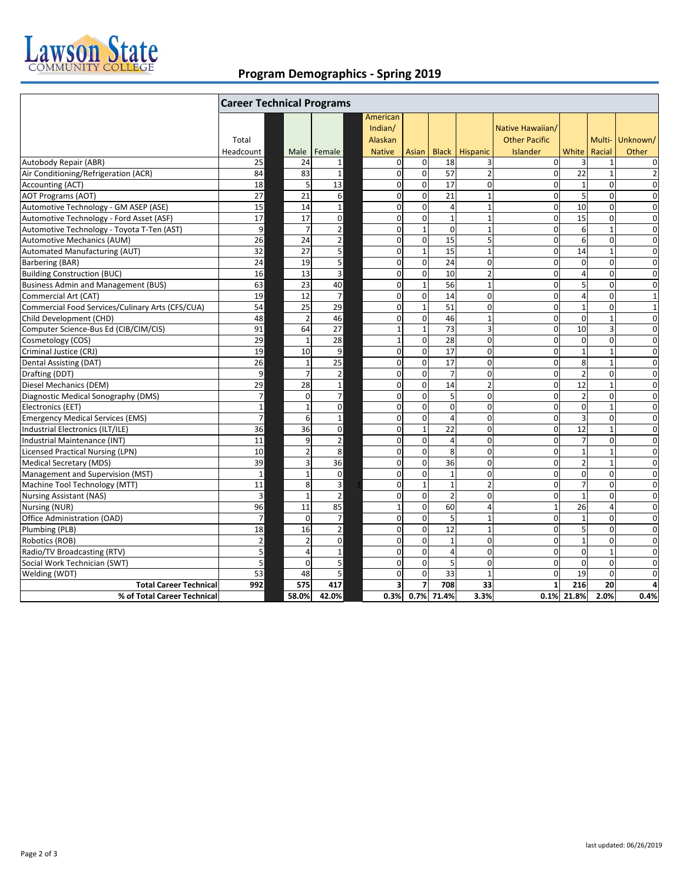# Lawson State Community College

## Program Demographics - Spring 2019

| | Career Technical Programs | | | | | | | | | | |
|---|---|---|---|---|---|---|---|---|---|---|---|
| | Total Headcount | Male | Female | American Indian/ Alaskan Native | Asian | Black | Hispanic | Native Hawaiian/ Other Pacific Islander | White | Multi-Racial | Unknown/ Other |
| Autobody Repair (ABR) | 25 | 24 | 1 | 0 | 0 | 18 | 3 | 0 | 3 | 1 | 0 |
| Air Conditioning/Refrigeration (ACR) | 84 | 83 | 1 | 0 | 0 | 57 | 2 | 0 | 22 | 1 | 2 |
| Accounting (ACT) | 18 | 5 | 13 | 0 | 0 | 17 | 0 | 0 | 1 | 0 | 0 |
| AOT Programs (AOT) | 27 | 21 | 6 | 0 | 0 | 21 | 1 | 0 | 5 | 0 | 0 |
| Automotive Technology - GM ASEP (ASE) | 15 | 14 | 1 | 0 | 0 | 4 | 1 | 0 | 10 | 0 | 0 |
| Automotive Technology - Ford Asset (ASF) | 17 | 17 | 0 | 0 | 0 | 1 | 1 | 0 | 15 | 0 | 0 |
| Automotive Technology - Toyota T-Ten (AST) | 9 | 7 | 2 | 0 | 1 | 0 | 1 | 0 | 6 | 1 | 0 |
| Automotive Mechanics (AUM) | 26 | 24 | 2 | 0 | 0 | 15 | 5 | 0 | 6 | 0 | 0 |
| Automated Manufacturing (AUT) | 32 | 27 | 5 | 0 | 1 | 15 | 1 | 0 | 14 | 1 | 0 |
| Barbering (BAR) | 24 | 19 | 5 | 0 | 0 | 24 | 0 | 0 | 0 | 0 | 0 |
| Building Construction (BUC) | 16 | 13 | 3 | 0 | 0 | 10 | 2 | 0 | 4 | 0 | 0 |
| Business Admin and Management (BUS) | 63 | 23 | 40 | 0 | 1 | 56 | 1 | 0 | 5 | 0 | 0 |
| Commercial Art (CAT) | 19 | 12 | 7 | 0 | 0 | 14 | 0 | 0 | 4 | 0 | 1 |
| Commercial Food Services/Culinary Arts (CFS/CUA) | 54 | 25 | 29 | 0 | 1 | 51 | 0 | 0 | 1 | 0 | 1 |
| Child Development (CHD) | 48 | 2 | 46 | 0 | 0 | 46 | 1 | 0 | 0 | 1 | 0 |
| Computer Science-Bus Ed (CIB/CIM/CIS) | 91 | 64 | 27 | 1 | 1 | 73 | 3 | 0 | 10 | 3 | 0 |
| Cosmetology (COS) | 29 | 1 | 28 | 1 | 0 | 28 | 0 | 0 | 0 | 0 | 0 |
| Criminal Justice (CRJ) | 19 | 10 | 9 | 0 | 0 | 17 | 0 | 0 | 1 | 1 | 0 |
| Dental Assisting (DAT) | 26 | 1 | 25 | 0 | 0 | 17 | 0 | 0 | 8 | 1 | 0 |
| Drafting (DDT) | 9 | 7 | 2 | 0 | 0 | 7 | 0 | 0 | 2 | 0 | 0 |
| Diesel Mechanics (DEM) | 29 | 28 | 1 | 0 | 0 | 14 | 2 | 0 | 12 | 1 | 0 |
| Diagnostic Medical Sonography (DMS) | 7 | 0 | 7 | 0 | 0 | 5 | 0 | 0 | 2 | 0 | 0 |
| Electronics (EET) | 1 | 1 | 0 | 0 | 0 | 0 | 0 | 0 | 0 | 1 | 0 |
| Emergency Medical Services (EMS) | 7 | 6 | 1 | 0 | 0 | 4 | 0 | 0 | 3 | 0 | 0 |
| Industrial Electronics (ILT/ILE) | 36 | 36 | 0 | 0 | 1 | 22 | 0 | 0 | 12 | 1 | 0 |
| Industrial Maintenance (INT) | 11 | 9 | 2 | 0 | 0 | 4 | 0 | 0 | 7 | 0 | 0 |
| Licensed Practical Nursing (LPN) | 10 | 2 | 8 | 0 | 0 | 8 | 0 | 0 | 1 | 1 | 0 |
| Medical Secretary (MDS) | 39 | 3 | 36 | 0 | 0 | 36 | 0 | 0 | 2 | 1 | 0 |
| Management and Supervision (MST) | 1 | 1 | 0 | 0 | 0 | 1 | 0 | 0 | 0 | 0 | 0 |
| Machine Tool Technology (MTT) | 11 | 8 | 3 | 0 | 1 | 1 | 2 | 0 | 7 | 0 | 0 |
| Nursing Assistant (NAS) | 3 | 1 | 2 | 0 | 0 | 2 | 0 | 0 | 1 | 0 | 0 |
| Nursing (NUR) | 96 | 11 | 85 | 1 | 0 | 60 | 4 | 1 | 26 | 4 | 0 |
| Office Administration (OAD) | 7 | 0 | 7 | 0 | 0 | 5 | 1 | 0 | 1 | 0 | 0 |
| Plumbing (PLB) | 18 | 16 | 2 | 0 | 0 | 12 | 1 | 0 | 5 | 0 | 0 |
| Robotics (ROB) | 2 | 2 | 0 | 0 | 0 | 1 | 0 | 0 | 1 | 0 | 0 |
| Radio/TV Broadcasting (RTV) | 5 | 4 | 1 | 0 | 0 | 4 | 0 | 0 | 0 | 1 | 0 |
| Social Work Technician (SWT) | 5 | 0 | 5 | 0 | 0 | 5 | 0 | 0 | 0 | 0 | 0 |
| Welding (WDT) | 53 | 48 | 5 | 0 | 0 | 33 | 1 | 0 | 19 | 0 | 0 |
| **Total Career Technical** | **992** | **575** | **417** | **3** | **7** | **708** | **33** | **1** | **216** | **20** | **4** |
| **% of Total Career Technical** | | **58.0%** | **42.0%** | **0.3%** | **0.7%** | **71.4%** | **3.3%** | **0.1%** | **21.8%** | **2.0%** | **0.4%** |

last updated: 06/26/2019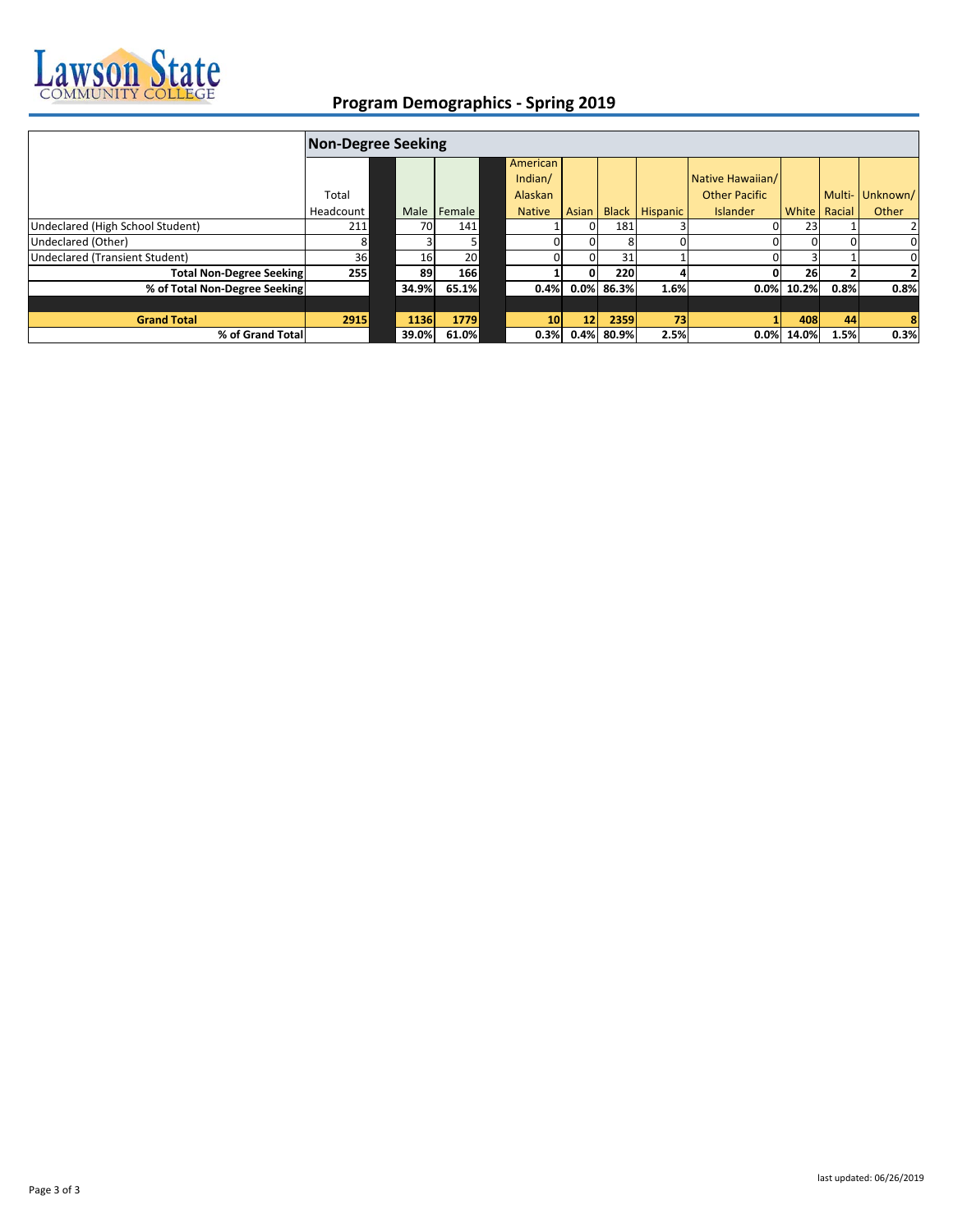# Program Demographics - Spring 2019

| | Non-Degree Seeking | | | | | | | | | | |
|---|---|---|---|---|---|---|---|---|---|---|---|
| | Total Headcount | Male | Female | American Indian/ Alaskan Native | Asian | Black | Hispanic | Native Hawaiian/ Other Pacific Islander | White | Multi-Racial | Unknown/ Other |
| Undeclared (High School Student) | 211 | 70 | 141 | 1 | 0 | 181 | 3 | 0 | 23 | 1 | 2 |
| Undeclared (Other) | 8 | 3 | 5 | 0 | 0 | 8 | 0 | 0 | 0 | 0 | 0 |
| Undeclared (Transient Student) | 36 | 16 | 20 | 0 | 0 | 31 | 1 | 0 | 3 | 1 | 0 |
| **Total Non-Degree Seeking** | **255** | **89** | **166** | **1** | **0** | **220** | **4** | **0** | **26** | **2** | **2** |
| **% of Total Non-Degree Seeking** | | **34.9%** | **65.1%** | **0.4%** | **0.0%** | **86.3%** | **1.6%** | **0.0%** | **10.2%** | **0.8%** | **0.8%** |
| | | | | | | | | | | | |
| **Grand Total** | **2915** | **1136** | **1779** | **10** | **12** | **2359** | **73** | **1** | **408** | **44** | **8** |
| **% of Grand Total** | | **39.0%** | **61.0%** | **0.3%** | **0.4%** | **80.9%** | **2.5%** | **0.0%** | **14.0%** | **1.5%** | **0.3%** |

last updated: 06/26/2019